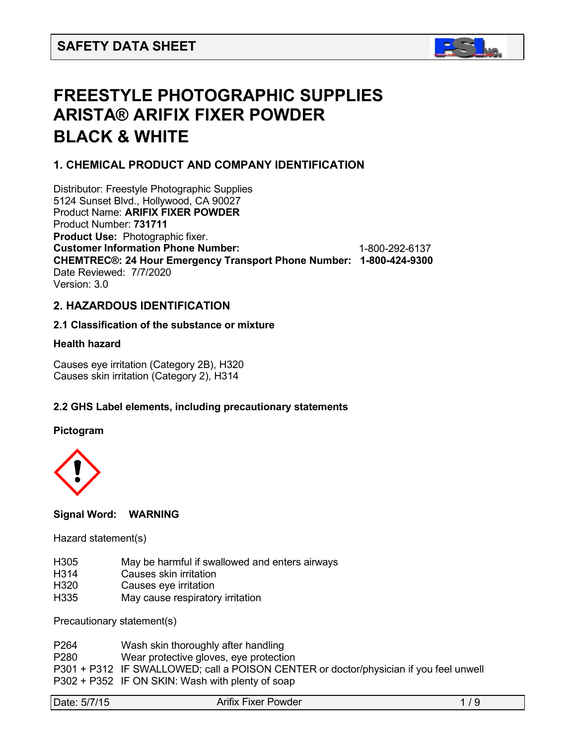# FREESTYLE PHOTOGRAPHIC SUPPLIES ARISTA® ARIFIX FIXER POWDER BLACK & WHITE

## 1. CHEMICAL PRODUCT AND COMPANY IDENTIFICATION

Distributor: Freestyle Photographic Supplies
5124 Sunset Blvd., Hollywood, CA 90027
Product Name: **ARIFIX FIXER POWDER**
Product Number: **731711**
**Product Use:** Photographic fixer.
**Customer Information Phone Number:** 1-800-292-6137
**CHEMTREC®: 24 Hour Emergency Transport Phone Number: 1-800-424-9300**
Date Reviewed: 7/7/2020
Version: 3.0

## 2. HAZARDOUS IDENTIFICATION

### 2.1 Classification of the substance or mixture

**Health hazard**

Causes eye irritation (Category 2B), H320
Causes skin irritation (Category 2), H314

### 2.2 GHS Label elements, including precautionary statements

**Pictogram**

**Signal Word: WARNING**

Hazard statement(s)

| | |
|---|---|
| H305 | May be harmful if swallowed and enters airways |
| H314 | Causes skin irritation |
| H320 | Causes eye irritation |
| H335 | May cause respiratory irritation |

Precautionary statement(s)

| | |
|---|---|
| P264 | Wash skin thoroughly after handling |
| P280 | Wear protective gloves, eye protection |
| P301 + P312 | IF SWALLOWED; call a POISON CENTER or doctor/physician if you feel unwell |
| P302 + P352 | IF ON SKIN: Wash with plenty of soap |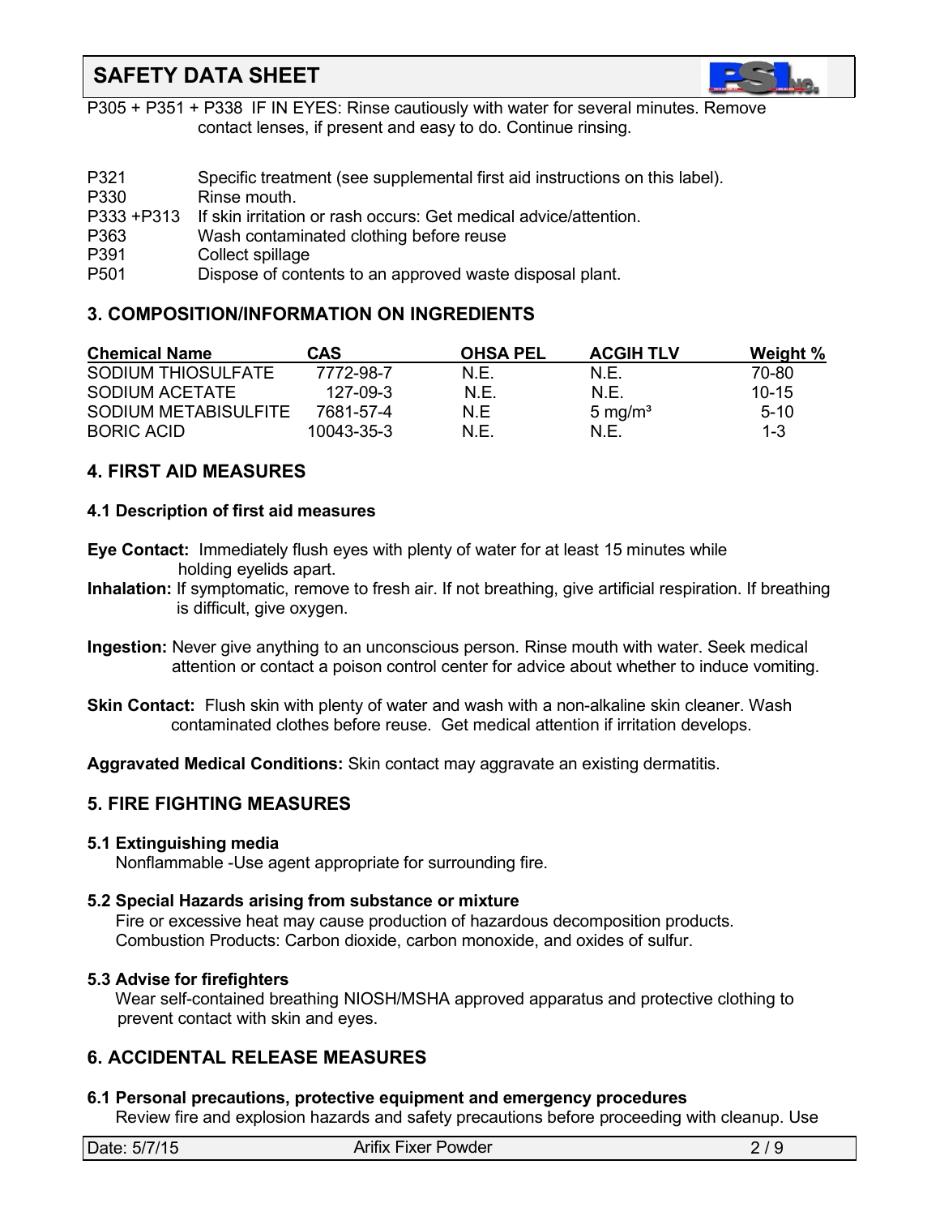P305 + P351 + P338 IF IN EYES: Rinse cautiously with water for several minutes. Remove contact lenses, if present and easy to do. Continue rinsing.

P321 Specific treatment (see supplemental first aid instructions on this label).
P330 Rinse mouth.
P333 +P313 If skin irritation or rash occurs: Get medical advice/attention.
P363 Wash contaminated clothing before reuse
P391 Collect spillage
P501 Dispose of contents to an approved waste disposal plant.

## 3. COMPOSITION/INFORMATION ON INGREDIENTS

| Chemical Name | CAS | OHSA PEL | ACGIH TLV | Weight % |
|---|---|---|---|---|
| SODIUM THIOSULFATE | 7772-98-7 | N.E. | N.E. | 70-80 |
| SODIUM ACETATE | 127-09-3 | N.E. | N.E. | 10-15 |
| SODIUM METABISULFITE | 7681-57-4 | N.E | 5 mg/m³ | 5-10 |
| BORIC ACID | 10043-35-3 | N.E. | N.E. | 1-3 |

## 4. FIRST AID MEASURES

### 4.1 Description of first aid measures

**Eye Contact:** Immediately flush eyes with plenty of water for at least 15 minutes while holding eyelids apart.

**Inhalation:** If symptomatic, remove to fresh air. If not breathing, give artificial respiration. If breathing is difficult, give oxygen.

**Ingestion:** Never give anything to an unconscious person. Rinse mouth with water. Seek medical attention or contact a poison control center for advice about whether to induce vomiting.

**Skin Contact:** Flush skin with plenty of water and wash with a non-alkaline skin cleaner. Wash contaminated clothes before reuse. Get medical attention if irritation develops.

**Aggravated Medical Conditions:** Skin contact may aggravate an existing dermatitis.

## 5. FIRE FIGHTING MEASURES

### 5.1 Extinguishing media

Nonflammable -Use agent appropriate for surrounding fire.

### 5.2 Special Hazards arising from substance or mixture

Fire or excessive heat may cause production of hazardous decomposition products.
Combustion Products: Carbon dioxide, carbon monoxide, and oxides of sulfur.

### 5.3 Advise for firefighters

Wear self-contained breathing NIOSH/MSHA approved apparatus and protective clothing to prevent contact with skin and eyes.

## 6. ACCIDENTAL RELEASE MEASURES

### 6.1 Personal precautions, protective equipment and emergency procedures

Review fire and explosion hazards and safety precautions before proceeding with cleanup. Use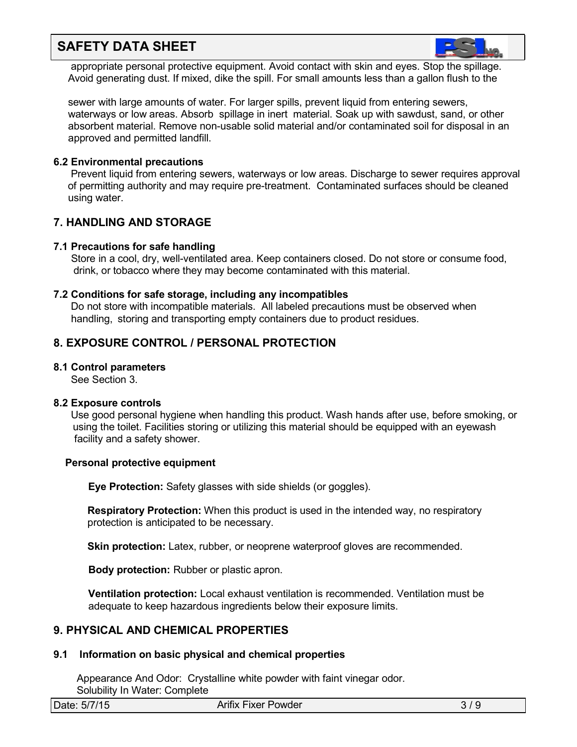appropriate personal protective equipment. Avoid contact with skin and eyes. Stop the spillage. Avoid generating dust. If mixed, dike the spill. For small amounts less than a gallon flush to the

sewer with large amounts of water. For larger spills, prevent liquid from entering sewers, waterways or low areas. Absorb spillage in inert material. Soak up with sawdust, sand, or other absorbent material. Remove non-usable solid material and/or contaminated soil for disposal in an approved and permitted landfill.

### 6.2 Environmental precautions

Prevent liquid from entering sewers, waterways or low areas. Discharge to sewer requires approval of permitting authority and may require pre-treatment. Contaminated surfaces should be cleaned using water.

## 7. HANDLING AND STORAGE

### 7.1 Precautions for safe handling

Store in a cool, dry, well-ventilated area. Keep containers closed. Do not store or consume food, drink, or tobacco where they may become contaminated with this material.

### 7.2 Conditions for safe storage, including any incompatibles

Do not store with incompatible materials. All labeled precautions must be observed when handling, storing and transporting empty containers due to product residues.

## 8. EXPOSURE CONTROL / PERSONAL PROTECTION

### 8.1 Control parameters

See Section 3.

### 8.2 Exposure controls

Use good personal hygiene when handling this product. Wash hands after use, before smoking, or using the toilet. Facilities storing or utilizing this material should be equipped with an eyewash facility and a safety shower.

**Personal protective equipment**

**Eye Protection:** Safety glasses with side shields (or goggles).

**Respiratory Protection:** When this product is used in the intended way, no respiratory protection is anticipated to be necessary.

**Skin protection:** Latex, rubber, or neoprene waterproof gloves are recommended.

**Body protection:** Rubber or plastic apron.

**Ventilation protection:** Local exhaust ventilation is recommended. Ventilation must be adequate to keep hazardous ingredients below their exposure limits.

## 9. PHYSICAL AND CHEMICAL PROPERTIES

### 9.1 Information on basic physical and chemical properties

Appearance And Odor: Crystalline white powder with faint vinegar odor.
Solubility In Water: Complete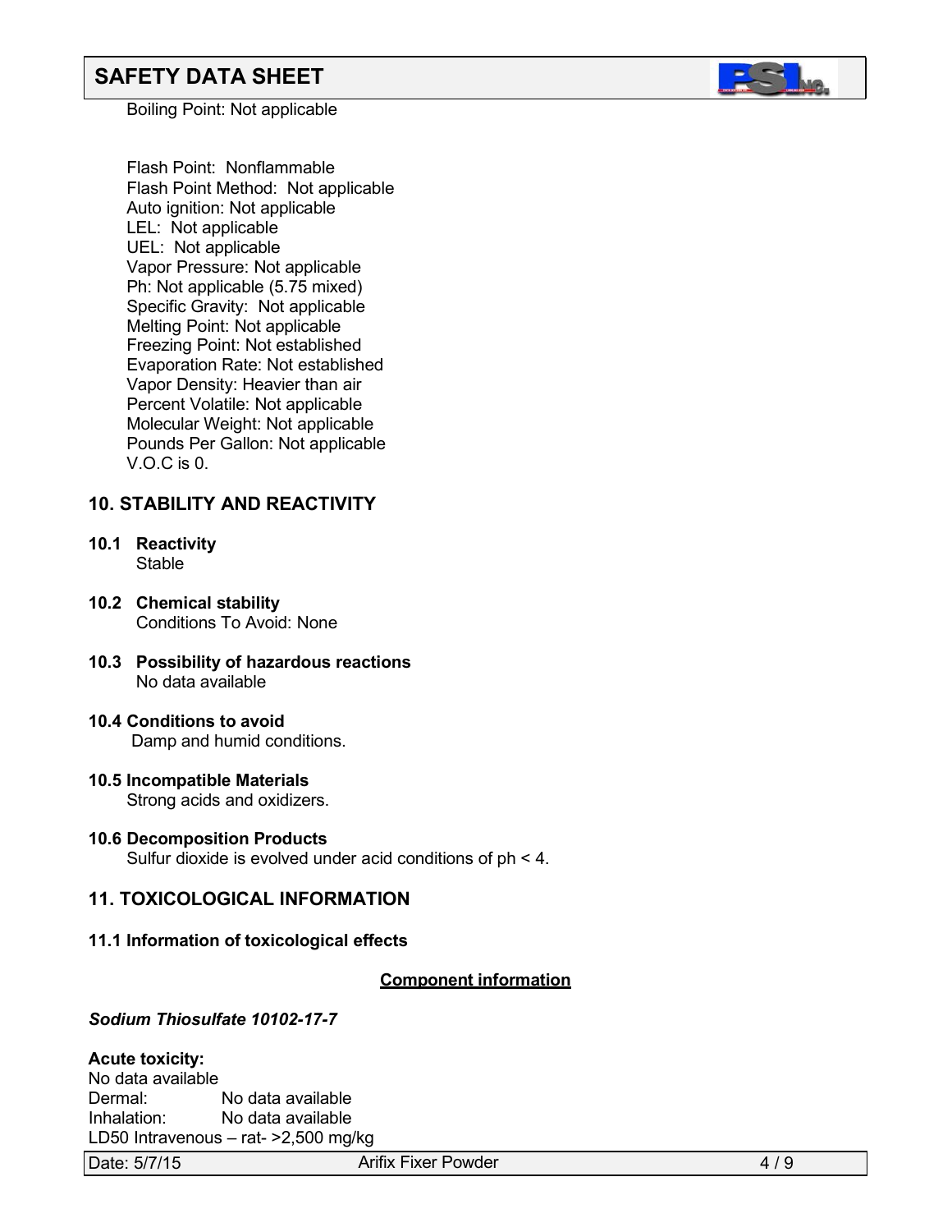Boiling Point: Not applicable

Flash Point: Nonflammable
Flash Point Method: Not applicable
Auto ignition: Not applicable
LEL: Not applicable
UEL: Not applicable
Vapor Pressure: Not applicable
Ph: Not applicable (5.75 mixed)
Specific Gravity: Not applicable
Melting Point: Not applicable
Freezing Point: Not established
Evaporation Rate: Not established
Vapor Density: Heavier than air
Percent Volatile: Not applicable
Molecular Weight: Not applicable
Pounds Per Gallon: Not applicable
V.O.C is 0.

## 10. STABILITY AND REACTIVITY

**10.1 Reactivity**
Stable

**10.2 Chemical stability**
Conditions To Avoid: None

**10.3 Possibility of hazardous reactions**
No data available

**10.4 Conditions to avoid**
Damp and humid conditions.

**10.5 Incompatible Materials**
Strong acids and oxidizers.

**10.6 Decomposition Products**
Sulfur dioxide is evolved under acid conditions of ph < 4.

## 11. TOXICOLOGICAL INFORMATION

**11.1 Information of toxicological effects**

**Component information**

***Sodium Thiosulfate 10102-17-7***

**Acute toxicity:**
No data available
Dermal: No data available
Inhalation: No data available
LD50 Intravenous – rat- >2,500 mg/kg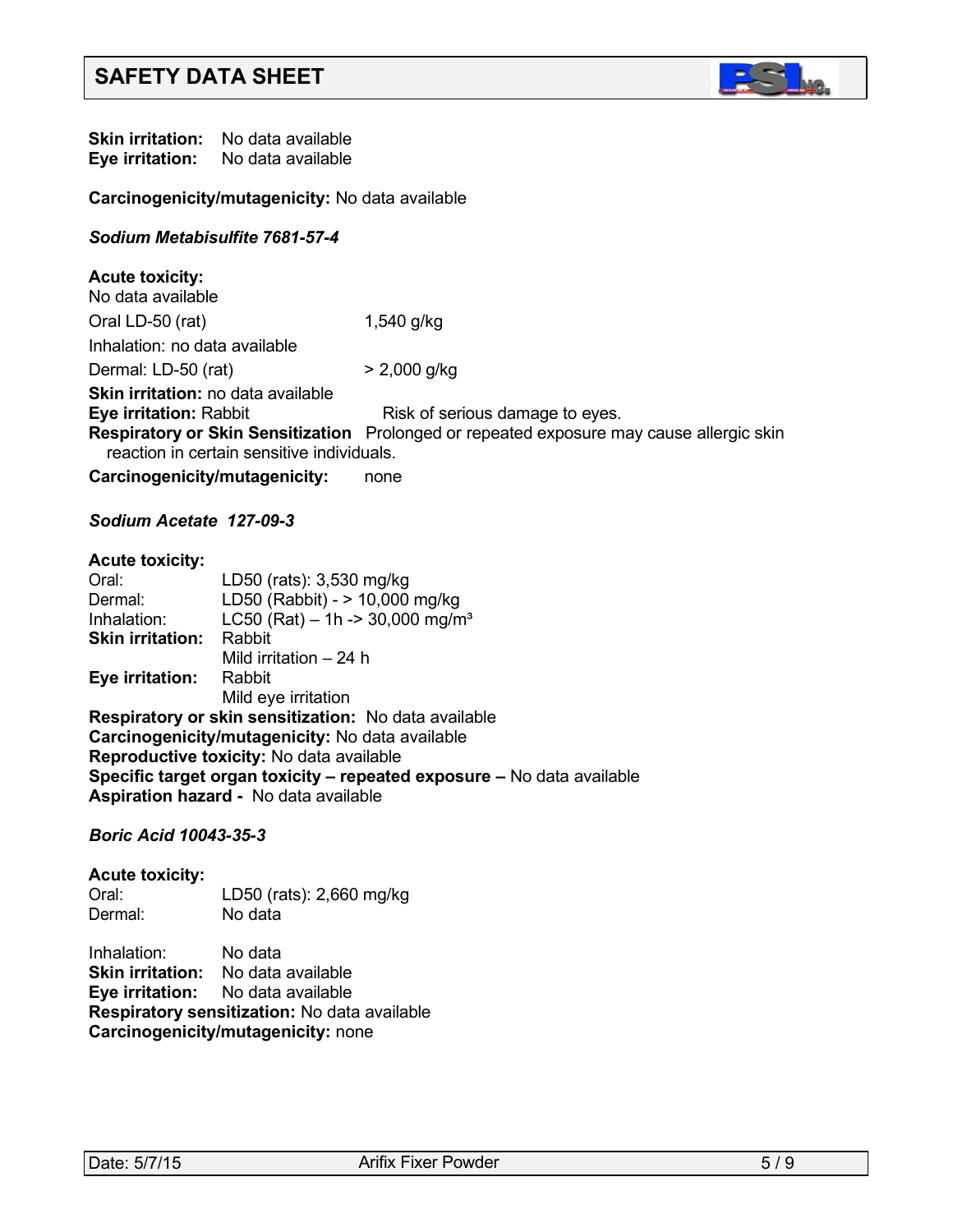**Skin irritation:** No data available
**Eye irritation:** No data available

**Carcinogenicity/mutagenicity:** No data available

***Sodium Metabisulfite 7681-57-4***

**Acute toxicity:**
No data available

| | |
|---|---|
| Oral LD-50 (rat) | 1,540 g/kg |
| Inhalation: no data available | |
| Dermal: LD-50 (rat) | > 2,000 g/kg |

**Skin irritation:** no data available
**Eye irritation:** Rabbit — Risk of serious damage to eyes.
**Respiratory or Skin Sensitization** Prolonged or repeated exposure may cause allergic skin reaction in certain sensitive individuals.

**Carcinogenicity/mutagenicity:** none

***Sodium Acetate 127-09-3***

**Acute toxicity:**
Oral: LD50 (rats): 3,530 mg/kg
Dermal: LD50 (Rabbit) - > 10,000 mg/kg
Inhalation: LC50 (Rat) – 1h -> 30,000 mg/m³
**Skin irritation:** Rabbit
Mild irritation – 24 h
**Eye irritation:** Rabbit
Mild eye irritation
**Respiratory or skin sensitization:** No data available
**Carcinogenicity/mutagenicity:** No data available
**Reproductive toxicity:** No data available
**Specific target organ toxicity – repeated exposure –** No data available
**Aspiration hazard -** No data available

***Boric Acid 10043-35-3***

**Acute toxicity:**
Oral: LD50 (rats): 2,660 mg/kg
Dermal: No data

Inhalation: No data
**Skin irritation:** No data available
**Eye irritation:** No data available
**Respiratory sensitization:** No data available
**Carcinogenicity/mutagenicity:** none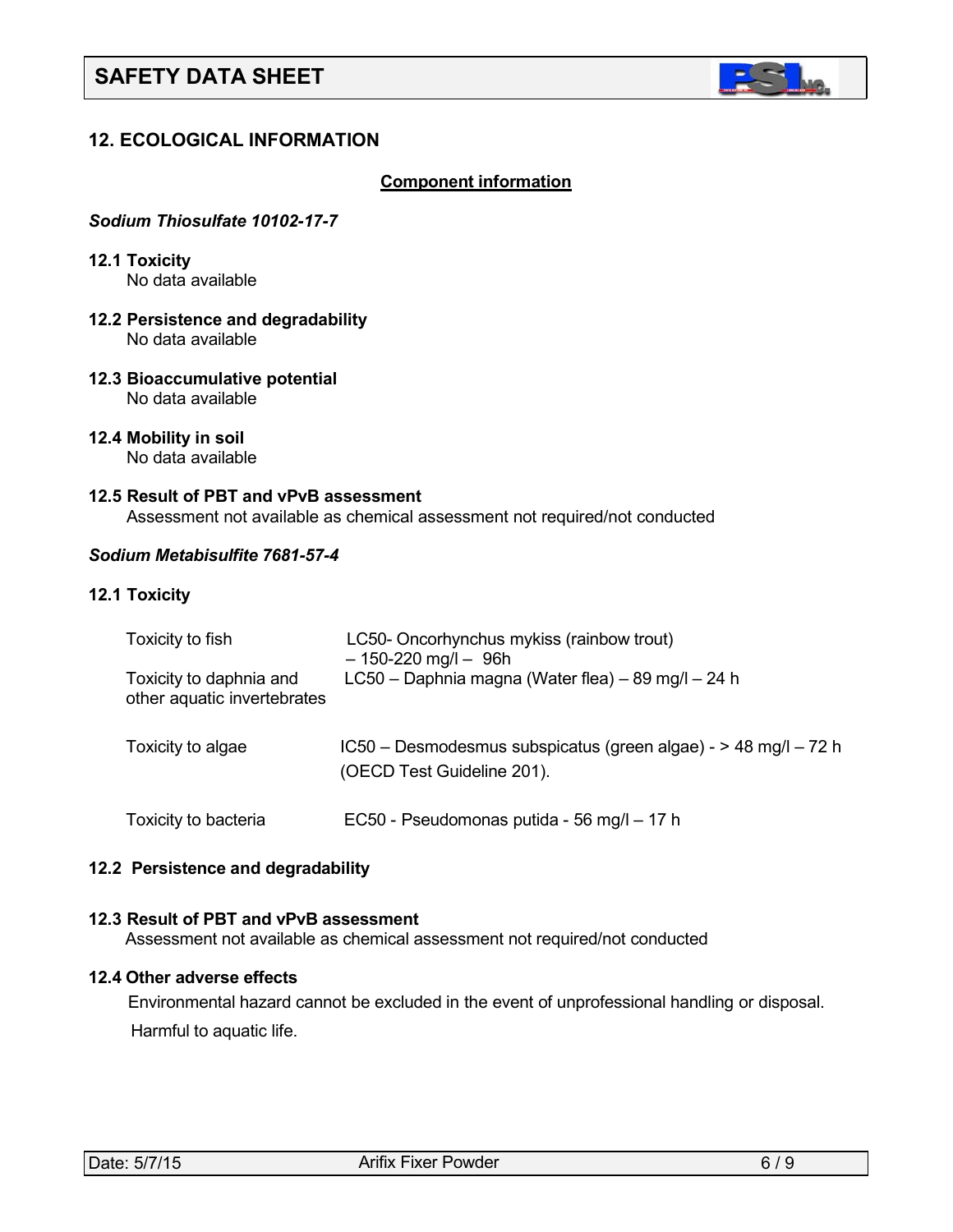# SAFETY DATA SHEET

## 12. ECOLOGICAL INFORMATION

**Component information**

***Sodium Thiosulfate 10102-17-7***

**12.1 Toxicity**
No data available

**12.2 Persistence and degradability**
No data available

**12.3 Bioaccumulative potential**
No data available

**12.4 Mobility in soil**
No data available

**12.5 Result of PBT and vPvB assessment**
Assessment not available as chemical assessment not required/not conducted

***Sodium Metabisulfite 7681-57-4***

**12.1 Toxicity**

| | |
|---|---|
| Toxicity to fish | LC50- Oncorhynchus mykiss (rainbow trout) – 150-220 mg/l – 96h |
| Toxicity to daphnia and other aquatic invertebrates | LC50 – Daphnia magna (Water flea) – 89 mg/l – 24 h |
| Toxicity to algae | IC50 – Desmodesmus subspicatus (green algae) - > 48 mg/l – 72 h (OECD Test Guideline 201). |
| Toxicity to bacteria | EC50 - Pseudomonas putida - 56 mg/l – 17 h |

**12.2 Persistence and degradability**

**12.3 Result of PBT and vPvB assessment**
Assessment not available as chemical assessment not required/not conducted

**12.4 Other adverse effects**
Environmental hazard cannot be excluded in the event of unprofessional handling or disposal.
Harmful to aquatic life.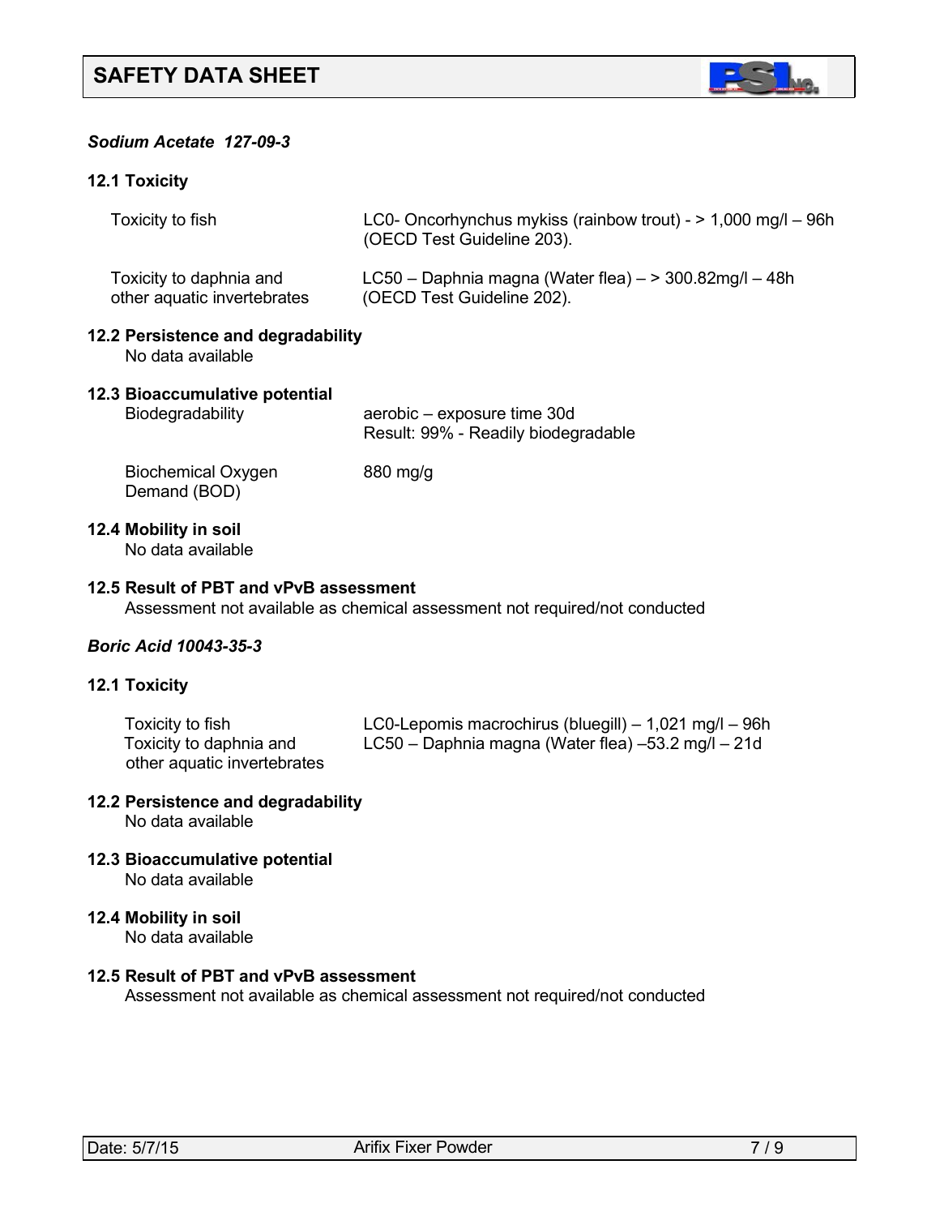*Sodium Acetate 127-09-3*

**12.1 Toxicity**

| | |
|---|---|
| Toxicity to fish | LC0- Oncorhynchus mykiss (rainbow trout) - > 1,000 mg/l – 96h (OECD Test Guideline 203). |
| Toxicity to daphnia and other aquatic invertebrates | LC50 – Daphnia magna (Water flea) – > 300.82mg/l – 48h (OECD Test Guideline 202). |

**12.2 Persistence and degradability**

No data available

**12.3 Bioaccumulative potential**

| | |
|---|---|
| Biodegradability | aerobic – exposure time 30d<br>Result: 99% - Readily biodegradable |
| Biochemical Oxygen Demand (BOD) | 880 mg/g |

**12.4 Mobility in soil**

No data available

**12.5 Result of PBT and vPvB assessment**

Assessment not available as chemical assessment not required/not conducted

*Boric Acid 10043-35-3*

**12.1 Toxicity**

| | |
|---|---|
| Toxicity to fish | LC0-Lepomis macrochirus (bluegill) – 1,021 mg/l – 96h |
| Toxicity to daphnia and other aquatic invertebrates | LC50 – Daphnia magna (Water flea) –53.2 mg/l – 21d |

**12.2 Persistence and degradability**

No data available

**12.3 Bioaccumulative potential**

No data available

**12.4 Mobility in soil**

No data available

**12.5 Result of PBT and vPvB assessment**

Assessment not available as chemical assessment not required/not conducted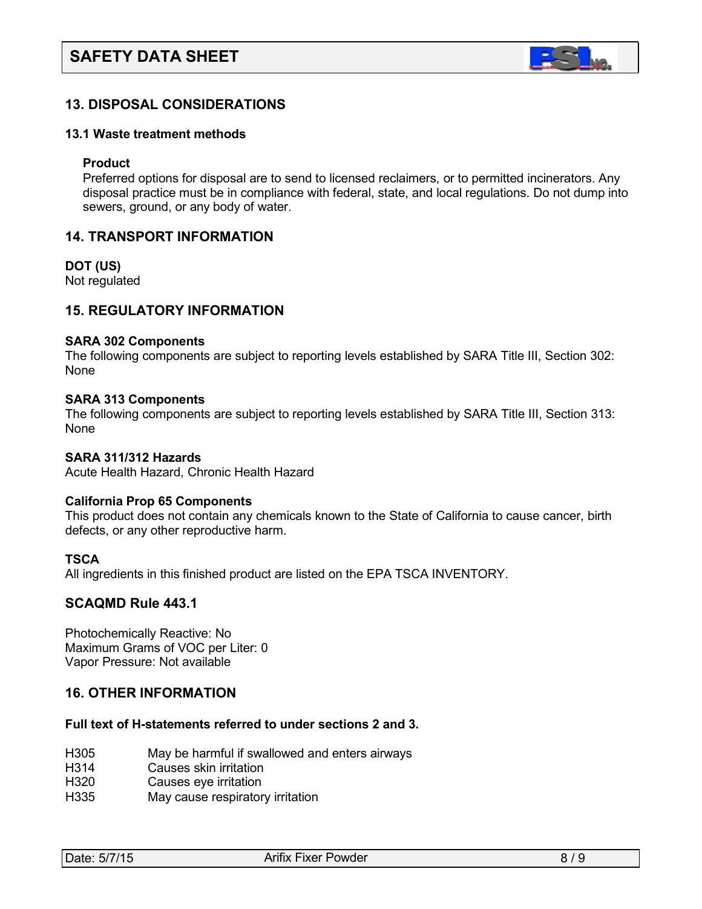## 13. DISPOSAL CONSIDERATIONS

### 13.1 Waste treatment methods

**Product**

Preferred options for disposal are to send to licensed reclaimers, or to permitted incinerators. Any disposal practice must be in compliance with federal, state, and local regulations. Do not dump into sewers, ground, or any body of water.

## 14. TRANSPORT INFORMATION

**DOT (US)**

Not regulated

## 15. REGULATORY INFORMATION

**SARA 302 Components**

The following components are subject to reporting levels established by SARA Title III, Section 302: None

**SARA 313 Components**

The following components are subject to reporting levels established by SARA Title III, Section 313: None

**SARA 311/312 Hazards**

Acute Health Hazard, Chronic Health Hazard

**California Prop 65 Components**

This product does not contain any chemicals known to the State of California to cause cancer, birth defects, or any other reproductive harm.

**TSCA**

All ingredients in this finished product are listed on the EPA TSCA INVENTORY.

## SCAQMD Rule 443.1

Photochemically Reactive: No
Maximum Grams of VOC per Liter: 0
Vapor Pressure: Not available

## 16. OTHER INFORMATION

**Full text of H-statements referred to under sections 2 and 3.**

| | |
|---|---|
| H305 | May be harmful if swallowed and enters airways |
| H314 | Causes skin irritation |
| H320 | Causes eye irritation |
| H335 | May cause respiratory irritation |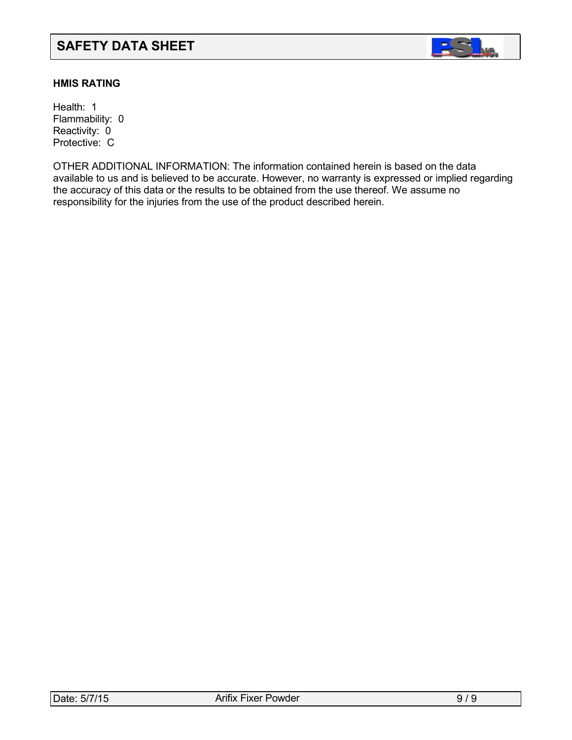**HMIS RATING**

Health: 1
Flammability: 0
Reactivity: 0
Protective: C

OTHER ADDITIONAL INFORMATION: The information contained herein is based on the data available to us and is believed to be accurate. However, no warranty is expressed or implied regarding the accuracy of this data or the results to be obtained from the use thereof. We assume no responsibility for the injuries from the use of the product described herein.